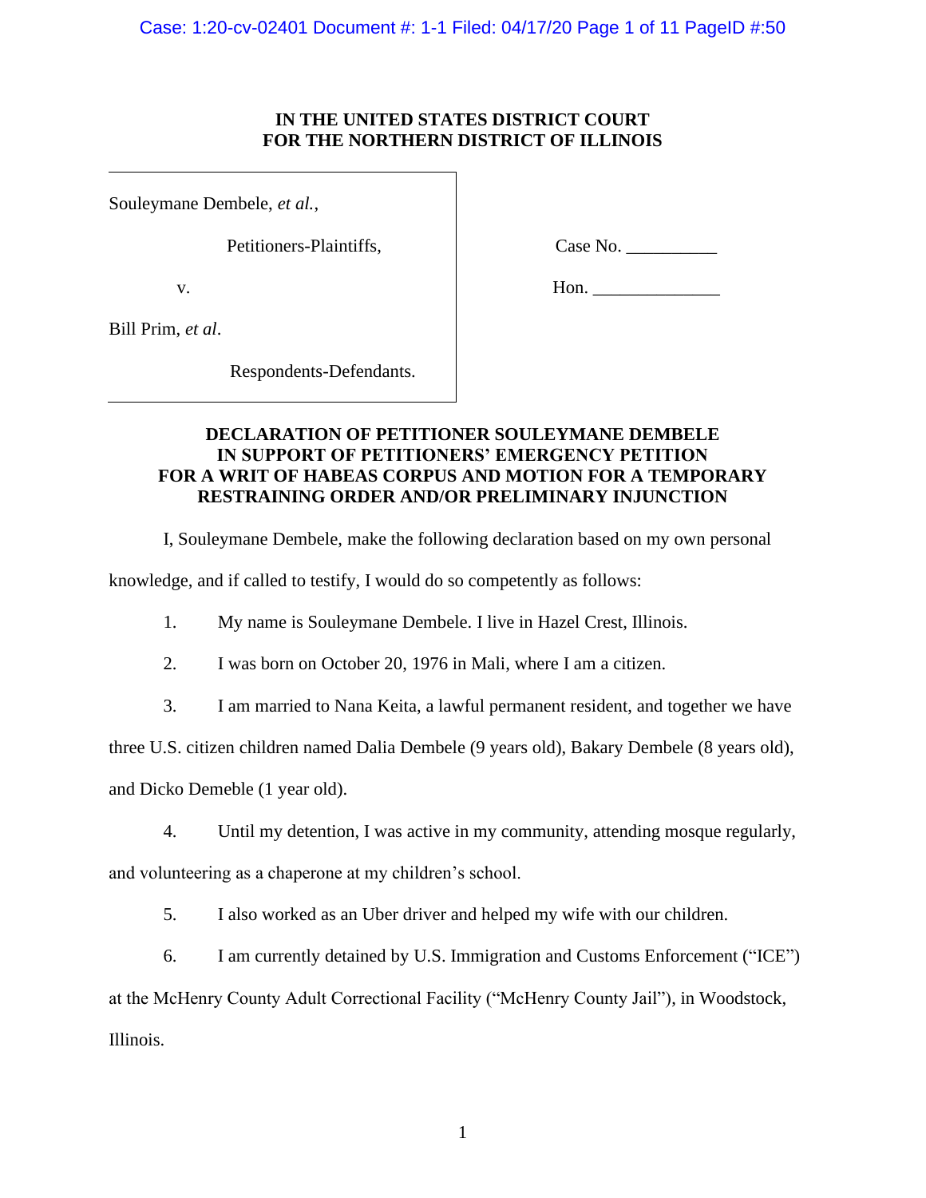**IN THE UNITED STATES DISTRICT COURT**
**FOR THE NORTHERN DISTRICT OF ILLINOIS**

| | |
|---|---|
| Souleymane Dembele, *et al.*, | |
| Petitioners-Plaintiffs, | Case No. __________ |
| v. | Hon. ______________ |
| Bill Prim, *et al*. | |
| Respondents-Defendants. | |

**DECLARATION OF PETITIONER SOULEYMANE DEMBELE IN SUPPORT OF PETITIONERS' EMERGENCY PETITION FOR A WRIT OF HABEAS CORPUS AND MOTION FOR A TEMPORARY RESTRAINING ORDER AND/OR PRELIMINARY INJUNCTION**

I, Souleymane Dembele, make the following declaration based on my own personal knowledge, and if called to testify, I would do so competently as follows:

1. My name is Souleymane Dembele. I live in Hazel Crest, Illinois.

2. I was born on October 20, 1976 in Mali, where I am a citizen.

3. I am married to Nana Keita, a lawful permanent resident, and together we have three U.S. citizen children named Dalia Dembele (9 years old), Bakary Dembele (8 years old), and Dicko Demeble (1 year old).

4. Until my detention, I was active in my community, attending mosque regularly, and volunteering as a chaperone at my children's school.

5. I also worked as an Uber driver and helped my wife with our children.

6. I am currently detained by U.S. Immigration and Customs Enforcement ("ICE") at the McHenry County Adult Correctional Facility ("McHenry County Jail"), in Woodstock, Illinois.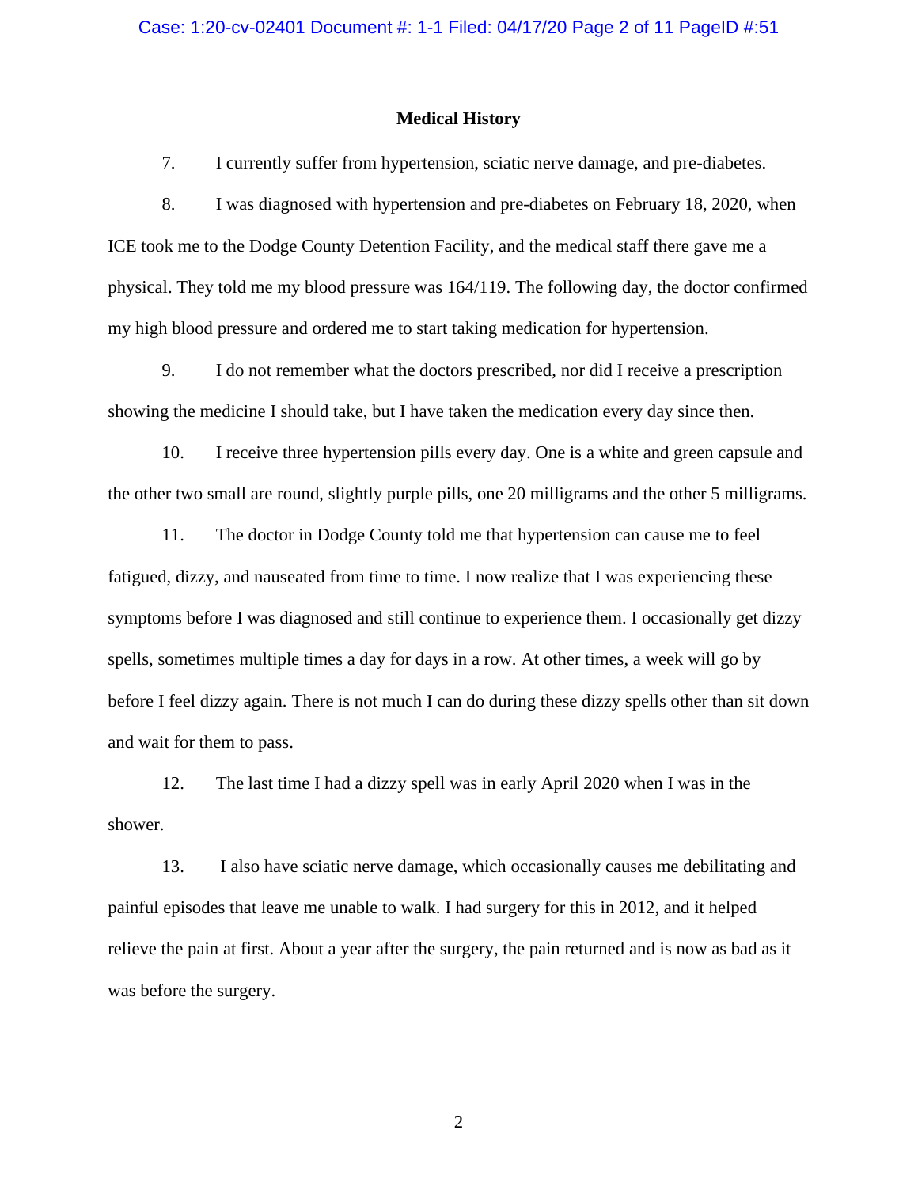## Medium History

7. I currently suffer from hypertension, sciatic nerve damage, and pre-diabetes.

8. I was diagnosed with hypertension and pre-diabetes on February 18, 2020, when ICE took me to the Dodge County Detention Facility, and the medical staff there gave me a physical. They told me my blood pressure was 164/119. The following day, the doctor confirmed my high blood pressure and ordered me to start taking medication for hypertension.

9. I do not remember what the doctors prescribed, nor did I receive a prescription showing the medicine I should take, but I have taken the medication every day since then.

10. I receive three hypertension pills every day. One is a white and green capsule and the other two small are round, slightly purple pills, one 20 milligrams and the other 5 milligrams.

11. The doctor in Dodge County told me that hypertension can cause me to feel fatigued, dizzy, and nauseated from time to time. I now realize that I was experiencing these symptoms before I was diagnosed and still continue to experience them. I occasionally get dizzy spells, sometimes multiple times a day for days in a row. At other times, a week will go by before I feel dizzy again. There is not much I can do during these dizzy spells other than sit down and wait for them to pass.

12. The last time I had a dizzy spell was in early April 2020 when I was in the shower.

13. I also have sciatic nerve damage, which occasionally causes me debilitating and painful episodes that leave me unable to walk. I had surgery for this in 2012, and it helped relieve the pain at first. About a year after the surgery, the pain returned and is now as bad as it was before the surgery.

## Medical History

7. I currently suffer from hypertension, sciatic nerve damage, and pre-diabetes.

8. I was diagnosed with hypertension and pre-diabetes on February 18, 2020, when ICE took me to the Dodge County Detention Facility, and the medical staff there gave me a physical. They told me my blood pressure was 164/119. The following day, the doctor confirmed my high blood pressure and ordered me to start taking medication for hypertension.

9. I do not remember what the doctors prescribed, nor did I receive a prescription showing the medicine I should take, but I have taken the medication every day since then.

10. I receive three hypertension pills every day. One is a white and green capsule and the other two small are round, slightly purple pills, one 20 milligrams and the other 5 milligrams.

11. The doctor in Dodge County told me that hypertension can cause me to feel fatigued, dizzy, and nauseated from time to time. I now realize that I was experiencing these symptoms before I was diagnosed and still continue to experience them. I occasionally get dizzy spells, sometimes multiple times a day for days in a row. At other times, a week will go by before I feel dizzy again. There is not much I can do during these dizzy spells other than sit down and wait for them to pass.

12. The last time I had a dizzy spell was in early April 2020 when I was in the shower.

13. I also have sciatic nerve damage, which occasionally causes me debilitating and painful episodes that leave me unable to walk. I had surgery for this in 2012, and it helped relieve the pain at first. About a year after the surgery, the pain returned and is now as bad as it was before the surgery.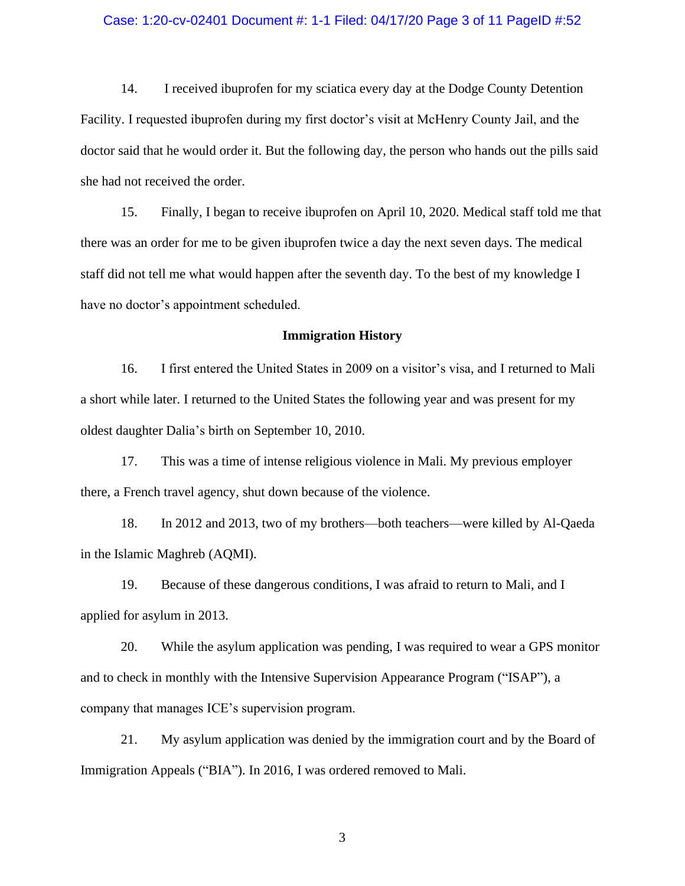14. I received ibuprofen for my sciatica every day at the Dodge County Detention Facility. I requested ibuprofen during my first doctor's visit at McHenry County Jail, and the doctor said that he would order it. But the following day, the person who hands out the pills said she had not received the order.

15. Finally, I began to receive ibuprofen on April 10, 2020. Medical staff told me that there was an order for me to be given ibuprofen twice a day the next seven days. The medical staff did not tell me what would happen after the seventh day. To the best of my knowledge I have no doctor's appointment scheduled.

**Immigration History**

16. I first entered the United States in 2009 on a visitor's visa, and I returned to Mali a short while later. I returned to the United States the following year and was present for my oldest daughter Dalia's birth on September 10, 2010.

17. This was a time of intense religious violence in Mali. My previous employer there, a French travel agency, shut down because of the violence.

18. In 2012 and 2013, two of my brothers—both teachers—were killed by Al-Qaeda in the Islamic Maghreb (AQMI).

19. Because of these dangerous conditions, I was afraid to return to Mali, and I applied for asylum in 2013.

20. While the asylum application was pending, I was required to wear a GPS monitor and to check in monthly with the Intensive Supervision Appearance Program ("ISAP"), a company that manages ICE's supervision program.

21. My asylum application was denied by the immigration court and by the Board of Immigration Appeals ("BIA"). In 2016, I was ordered removed to Mali.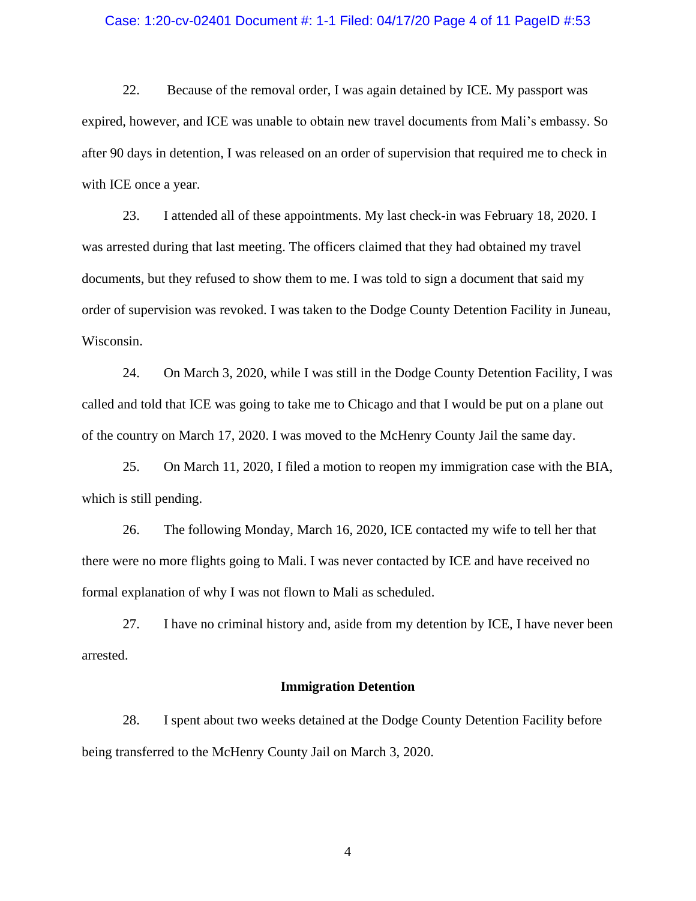22. Because of the removal order, I was again detained by ICE. My passport was expired, however, and ICE was unable to obtain new travel documents from Mali's embassy. So after 90 days in detention, I was released on an order of supervision that required me to check in with ICE once a year.

23. I attended all of these appointments. My last check-in was February 18, 2020. I was arrested during that last meeting. The officers claimed that they had obtained my travel documents, but they refused to show them to me. I was told to sign a document that said my order of supervision was revoked. I was taken to the Dodge County Detention Facility in Juneau, Wisconsin.

24. On March 3, 2020, while I was still in the Dodge County Detention Facility, I was called and told that ICE was going to take me to Chicago and that I would be put on a plane out of the country on March 17, 2020. I was moved to the McHenry County Jail the same day.

25. On March 11, 2020, I filed a motion to reopen my immigration case with the BIA, which is still pending.

26. The following Monday, March 16, 2020, ICE contacted my wife to tell her that there were no more flights going to Mali. I was never contacted by ICE and have received no formal explanation of why I was not flown to Mali as scheduled.

27. I have no criminal history and, aside from my detention by ICE, I have never been arrested.

**Immigration Detention**

28. I spent about two weeks detained at the Dodge County Detention Facility before being transferred to the McHenry County Jail on March 3, 2020.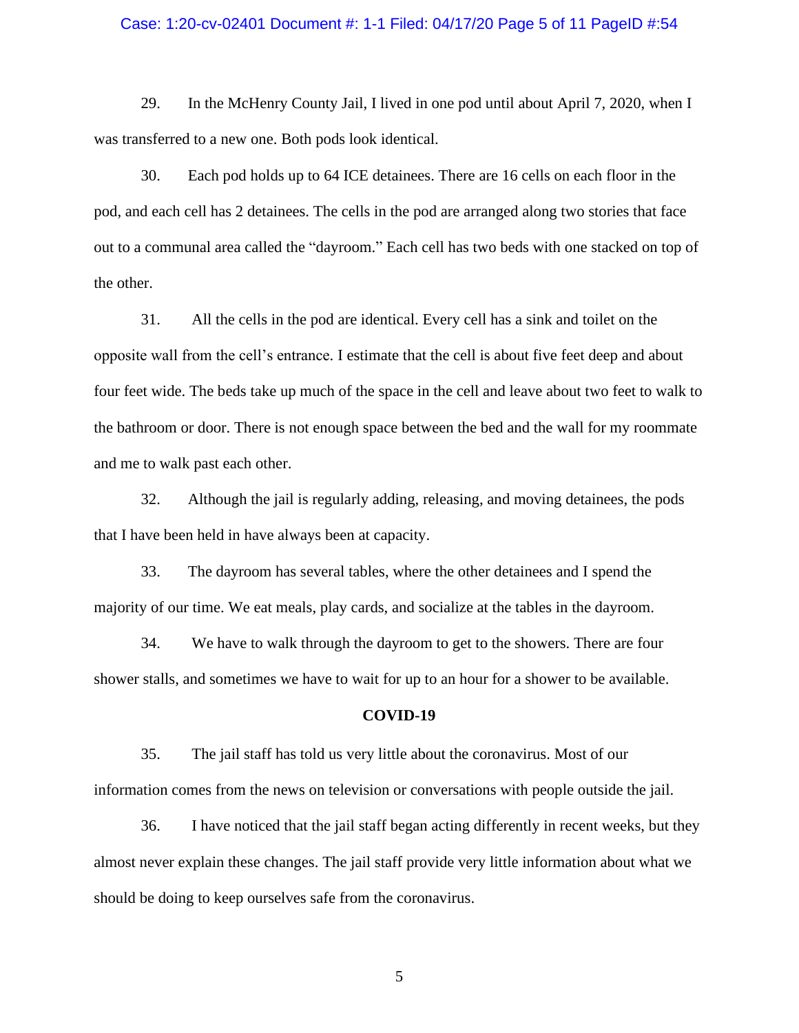29. In the McHenry County Jail, I lived in one pod until about April 7, 2020, when I was transferred to a new one. Both pods look identical.

30. Each pod holds up to 64 ICE detainees. There are 16 cells on each floor in the pod, and each cell has 2 detainees. The cells in the pod are arranged along two stories that face out to a communal area called the "dayroom." Each cell has two beds with one stacked on top of the other.

31. All the cells in the pod are identical. Every cell has a sink and toilet on the opposite wall from the cell's entrance. I estimate that the cell is about five feet deep and about four feet wide. The beds take up much of the space in the cell and leave about two feet to walk to the bathroom or door. There is not enough space between the bed and the wall for my roommate and me to walk past each other.

32. Although the jail is regularly adding, releasing, and moving detainees, the pods that I have been held in have always been at capacity.

33. The dayroom has several tables, where the other detainees and I spend the majority of our time. We eat meals, play cards, and socialize at the tables in the dayroom.

34. We have to walk through the dayroom to get to the showers. There are four shower stalls, and sometimes we have to wait for up to an hour for a shower to be available.

## COVID-19

35. The jail staff has told us very little about the coronavirus. Most of our information comes from the news on television or conversations with people outside the jail.

36. I have noticed that the jail staff began acting differently in recent weeks, but they almost never explain these changes. The jail staff provide very little information about what we should be doing to keep ourselves safe from the coronavirus.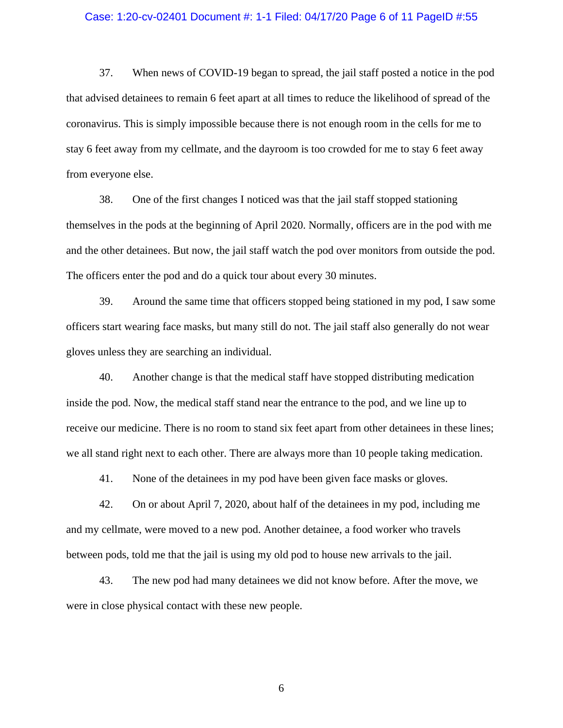37. When news of COVID-19 began to spread, the jail staff posted a notice in the pod that advised detainees to remain 6 feet apart at all times to reduce the likelihood of spread of the coronavirus. This is simply impossible because there is not enough room in the cells for me to stay 6 feet away from my cellmate, and the dayroom is too crowded for me to stay 6 feet away from everyone else.

38. One of the first changes I noticed was that the jail staff stopped stationing themselves in the pods at the beginning of April 2020. Normally, officers are in the pod with me and the other detainees. But now, the jail staff watch the pod over monitors from outside the pod. The officers enter the pod and do a quick tour about every 30 minutes.

39. Around the same time that officers stopped being stationed in my pod, I saw some officers start wearing face masks, but many still do not. The jail staff also generally do not wear gloves unless they are searching an individual.

40. Another change is that the medical staff have stopped distributing medication inside the pod. Now, the medical staff stand near the entrance to the pod, and we line up to receive our medicine. There is no room to stand six feet apart from other detainees in these lines; we all stand right next to each other. There are always more than 10 people taking medication.

41. None of the detainees in my pod have been given face masks or gloves.

42. On or about April 7, 2020, about half of the detainees in my pod, including me and my cellmate, were moved to a new pod. Another detainee, a food worker who travels between pods, told me that the jail is using my old pod to house new arrivals to the jail.

43. The new pod had many detainees we did not know before. After the move, we were in close physical contact with these new people.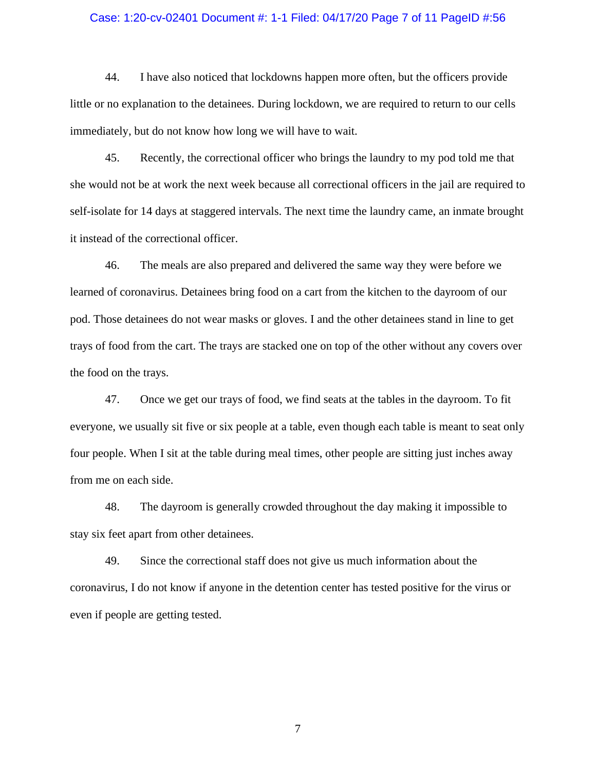44. I have also noticed that lockdowns happen more often, but the officers provide little or no explanation to the detainees. During lockdown, we are required to return to our cells immediately, but do not know how long we will have to wait.

45. Recently, the correctional officer who brings the laundry to my pod told me that she would not be at work the next week because all correctional officers in the jail are required to self-isolate for 14 days at staggered intervals. The next time the laundry came, an inmate brought it instead of the correctional officer.

46. The meals are also prepared and delivered the same way they were before we learned of coronavirus. Detainees bring food on a cart from the kitchen to the dayroom of our pod. Those detainees do not wear masks or gloves. I and the other detainees stand in line to get trays of food from the cart. The trays are stacked one on top of the other without any covers over the food on the trays.

47. Once we get our trays of food, we find seats at the tables in the dayroom. To fit everyone, we usually sit five or six people at a table, even though each table is meant to seat only four people. When I sit at the table during meal times, other people are sitting just inches away from me on each side.

48. The dayroom is generally crowded throughout the day making it impossible to stay six feet apart from other detainees.

49. Since the correctional staff does not give us much information about the coronavirus, I do not know if anyone in the detention center has tested positive for the virus or even if people are getting tested.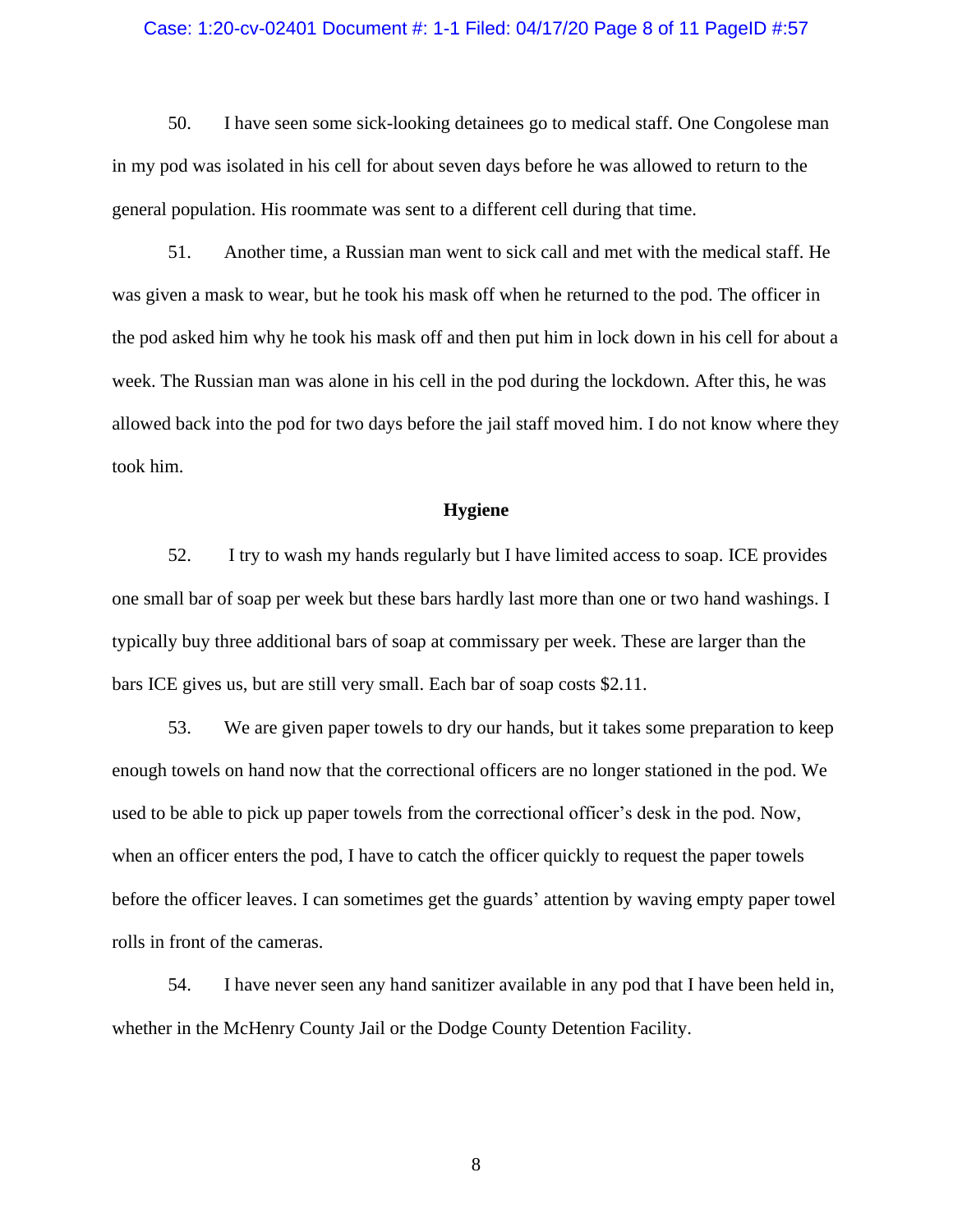50. I have seen some sick-looking detainees go to medical staff. One Congolese man in my pod was isolated in his cell for about seven days before he was allowed to return to the general population. His roommate was sent to a different cell during that time.

51. Another time, a Russian man went to sick call and met with the medical staff. He was given a mask to wear, but he took his mask off when he returned to the pod. The officer in the pod asked him why he took his mask off and then put him in lock down in his cell for about a week. The Russian man was alone in his cell in the pod during the lockdown. After this, he was allowed back into the pod for two days before the jail staff moved him. I do not know where they took him.

**Hygiene**

52. I try to wash my hands regularly but I have limited access to soap. ICE provides one small bar of soap per week but these bars hardly last more than one or two hand washings. I typically buy three additional bars of soap at commissary per week. These are larger than the bars ICE gives us, but are still very small. Each bar of soap costs $2.11.

53. We are given paper towels to dry our hands, but it takes some preparation to keep enough towels on hand now that the correctional officers are no longer stationed in the pod. We used to be able to pick up paper towels from the correctional officer's desk in the pod. Now, when an officer enters the pod, I have to catch the officer quickly to request the paper towels before the officer leaves. I can sometimes get the guards' attention by waving empty paper towel rolls in front of the cameras.

54. I have never seen any hand sanitizer available in any pod that I have been held in, whether in the McHenry County Jail or the Dodge County Detention Facility.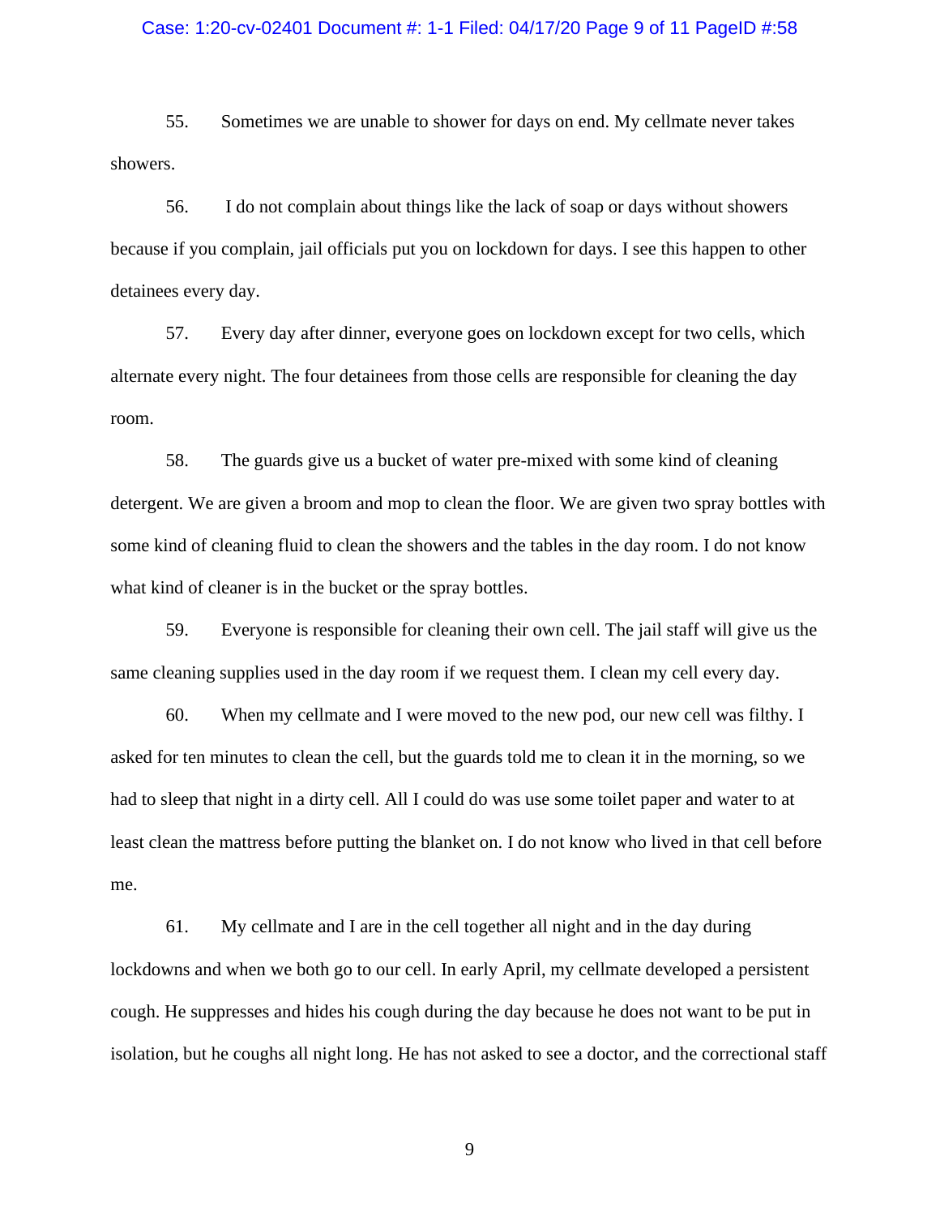55. Sometimes we are unable to shower for days on end. My cellmate never takes showers.

56. I do not complain about things like the lack of soap or days without showers because if you complain, jail officials put you on lockdown for days. I see this happen to other detainees every day.

57. Every day after dinner, everyone goes on lockdown except for two cells, which alternate every night. The four detainees from those cells are responsible for cleaning the day room.

58. The guards give us a bucket of water pre-mixed with some kind of cleaning detergent. We are given a broom and mop to clean the floor. We are given two spray bottles with some kind of cleaning fluid to clean the showers and the tables in the day room. I do not know what kind of cleaner is in the bucket or the spray bottles.

59. Everyone is responsible for cleaning their own cell. The jail staff will give us the same cleaning supplies used in the day room if we request them. I clean my cell every day.

60. When my cellmate and I were moved to the new pod, our new cell was filthy. I asked for ten minutes to clean the cell, but the guards told me to clean it in the morning, so we had to sleep that night in a dirty cell. All I could do was use some toilet paper and water to at least clean the mattress before putting the blanket on. I do not know who lived in that cell before me.

61. My cellmate and I are in the cell together all night and in the day during lockdowns and when we both go to our cell. In early April, my cellmate developed a persistent cough. He suppresses and hides his cough during the day because he does not want to be put in isolation, but he coughs all night long. He has not asked to see a doctor, and the correctional staff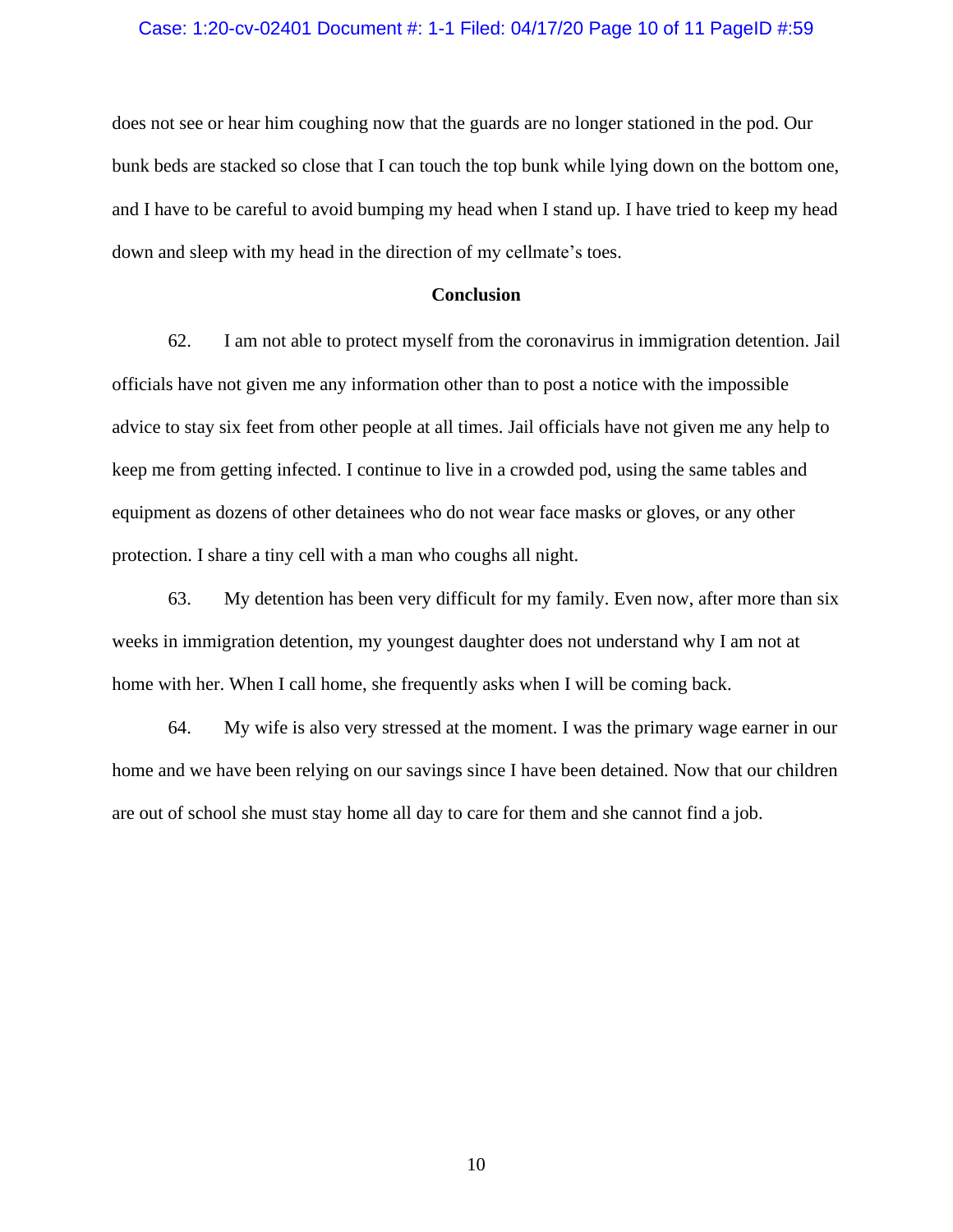does not see or hear him coughing now that the guards are no longer stationed in the pod. Our bunk beds are stacked so close that I can touch the top bunk while lying down on the bottom one, and I have to be careful to avoid bumping my head when I stand up. I have tried to keep my head down and sleep with my head in the direction of my cellmate's toes.

**Conclusion**

62. I am not able to protect myself from the coronavirus in immigration detention. Jail officials have not given me any information other than to post a notice with the impossible advice to stay six feet from other people at all times. Jail officials have not given me any help to keep me from getting infected. I continue to live in a crowded pod, using the same tables and equipment as dozens of other detainees who do not wear face masks or gloves, or any other protection. I share a tiny cell with a man who coughs all night.

63. My detention has been very difficult for my family. Even now, after more than six weeks in immigration detention, my youngest daughter does not understand why I am not at home with her. When I call home, she frequently asks when I will be coming back.

64. My wife is also very stressed at the moment. I was the primary wage earner in our home and we have been relying on our savings since I have been detained. Now that our children are out of school she must stay home all day to care for them and she cannot find a job.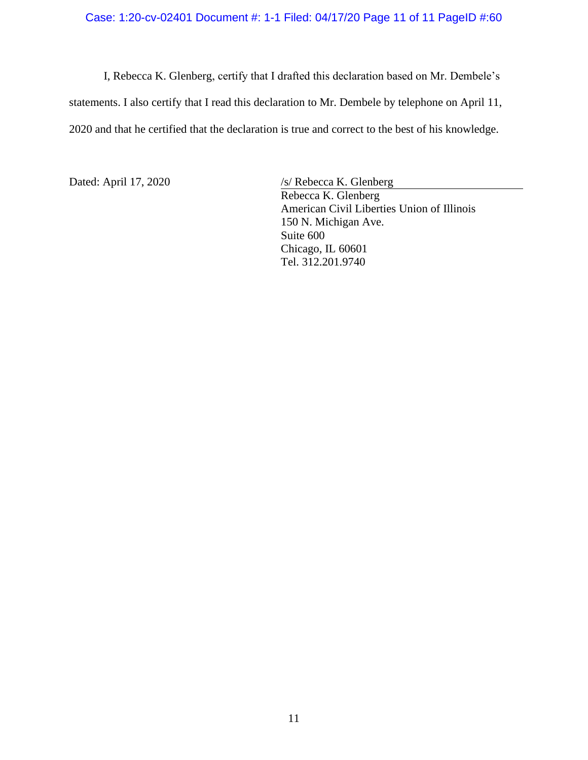I, Rebecca K. Glenberg, certify that I drafted this declaration based on Mr. Dembele's statements. I also certify that I read this declaration to Mr. Dembele by telephone on April 11, 2020 and that he certified that the declaration is true and correct to the best of his knowledge.

Dated: April 17, 2020

/s/ Rebecca K. Glenberg
Rebecca K. Glenberg
American Civil Liberties Union of Illinois
150 N. Michigan Ave.
Suite 600
Chicago, IL 60601
Tel. 312.201.9740